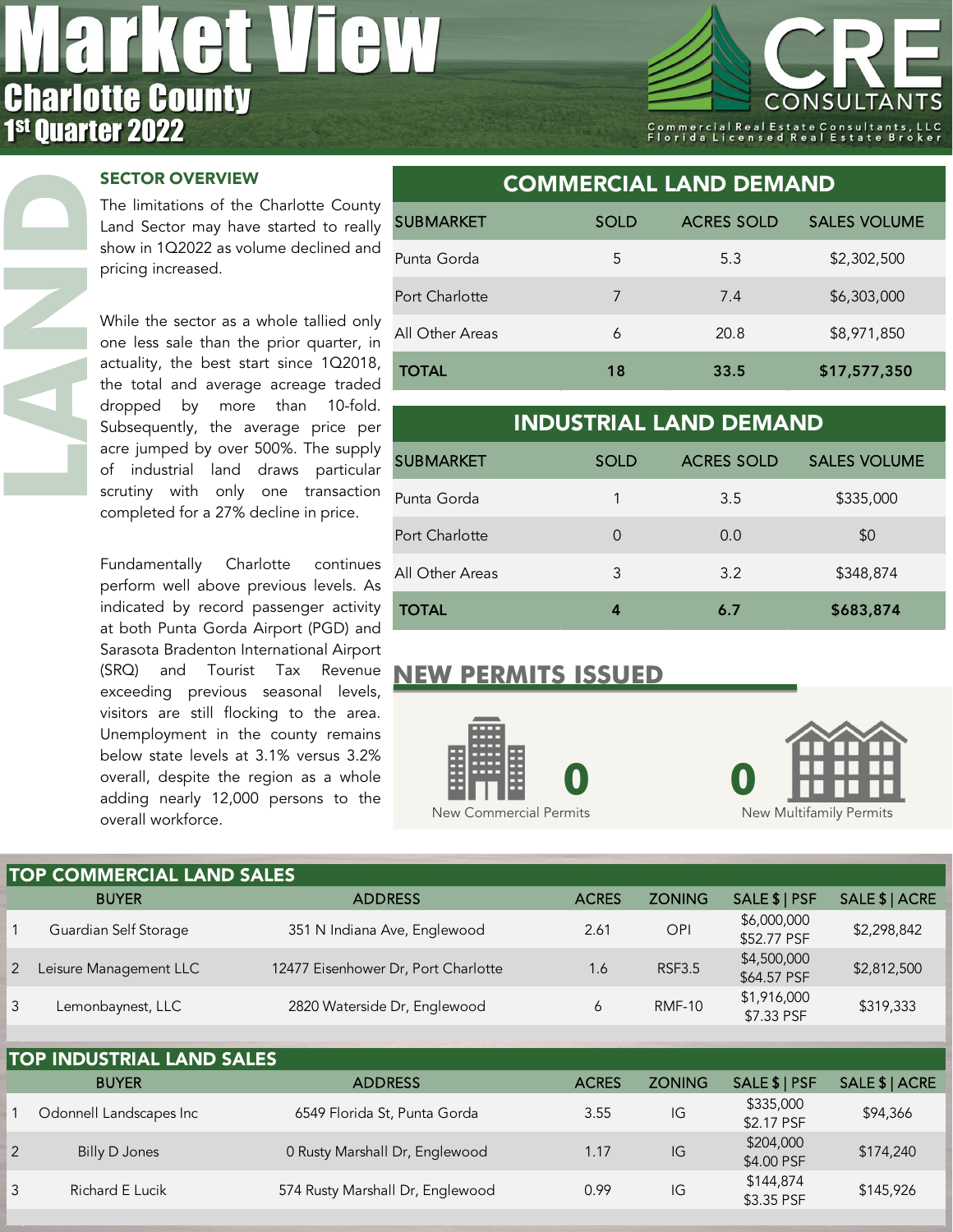# Market View

## Charlotte County

## 1st Quarter 2022

CRE CONSULTANTS
Commercial Real Estate Consultants, LLC
Florida Licensed Real Estate Broker

LAND

### SECTOR OVERVIEW

The limitations of the Charlotte County Land Sector may have started to really show in 1Q2022 as volume declined and pricing increased.

While the sector as a whole tallied only one less sale than the prior quarter, in actuality, the best start since 1Q2018, the total and average acreage traded dropped by more than 10-fold. Subsequently, the average price per acre jumped by over 500%. The supply of industrial land draws particular scrutiny with only one transaction completed for a 27% decline in price.

Fundamentally Charlotte continues perform well above previous levels. As indicated by record passenger activity at both Punta Gorda Airport (PGD) and Sarasota Bradenton International Airport (SRQ) and Tourist Tax Revenue exceeding previous seasonal levels, visitors are still flocking to the area. Unemployment in the county remains below state levels at 3.1% versus 3.2% overall, despite the region as a whole adding nearly 12,000 persons to the overall workforce.

### COMMERCIAL LAND DEMAND

| SUBMARKET | SOLD | ACRES SOLD | SALES VOLUME |
|---|---|---|---|
| Punta Gorda | 5 | 5.3 | $2,302,500 |
| Port Charlotte | 7 | 7.4 | $6,303,000 |
| All Other Areas | 6 | 20.8 | $8,971,850 |
| **TOTAL** | **18** | **33.5** | **$17,577,350** |

### INDUSTRIAL LAND DEMAND

| SUBMARKET | SOLD | ACRES SOLD | SALES VOLUME |
|---|---|---|---|
| Punta Gorda | 1 | 3.5 | $335,000 |
| Port Charlotte | 0 | 0.0 | $0 |
| All Other Areas | 3 | 3.2 | $348,874 |
| **TOTAL** | **4** | **6.7** | **$683,874** |

### NEW PERMITS ISSUED

**0** New Commercial Permits

**0** New Multifamily Permits

### TOP COMMERCIAL LAND SALES

| | BUYER | ADDRESS | ACRES | ZONING | SALE $ \| PSF | SALE $ \| ACRE |
|---|---|---|---|---|---|---|
| 1 | Guardian Self Storage | 351 N Indiana Ave, Englewood | 2.61 | OPI | $6,000,000 $52.77 PSF | $2,298,842 |
| 2 | Leisure Management LLC | 12477 Eisenhower Dr, Port Charlotte | 1.6 | RSF3.5 | $4,500,000 $64.57 PSF | $2,812,500 |
| 3 | Lemonbaynest, LLC | 2820 Waterside Dr, Englewood | 6 | RMF-10 | $1,916,000 $7.33 PSF | $319,333 |

### TOP INDUSTRIAL LAND SALES

| | BUYER | ADDRESS | ACRES | ZONING | SALE $ \| PSF | SALE $ \| ACRE |
|---|---|---|---|---|---|---|
| 1 | Odonnell Landscapes Inc | 6549 Florida St, Punta Gorda | 3.55 | IG | $335,000 $2.17 PSF | $94,366 |
| 2 | Billy D Jones | 0 Rusty Marshall Dr, Englewood | 1.17 | IG | $204,000 $4.00 PSF | $174,240 |
| 3 | Richard E Lucik | 574 Rusty Marshall Dr, Englewood | 0.99 | IG | $144,874 $3.35 PSF | $145,926 |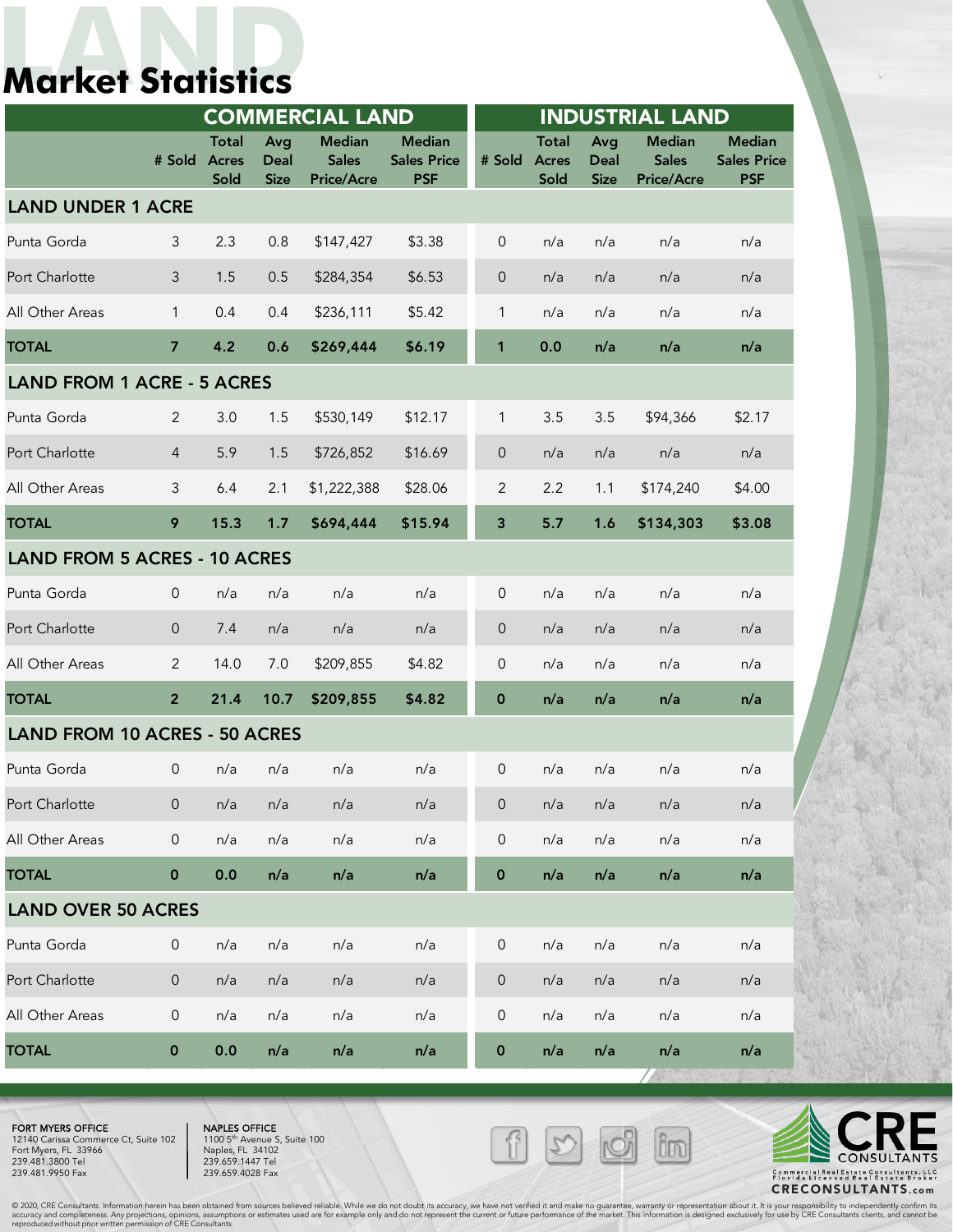# LAND Market Statistics

| | COMMERCIAL LAND | | | | | INDUSTRIAL LAND | | | | |
|---|---|---|---|---|---|---|---|---|---|---|
| | # Sold | Total Acres Sold | Avg Deal Size | Median Sales Price/Acre | Median Sales Price PSF | # Sold | Total Acres Sold | Avg Deal Size | Median Sales Price/Acre | Median Sales Price PSF |
| **LAND UNDER 1 ACRE** | | | | | | | | | | |
| Punta Gorda | 3 | 2.3 | 0.8 | $147,427 | $3.38 | 0 | n/a | n/a | n/a | n/a |
| Port Charlotte | 3 | 1.5 | 0.5 | $284,354 | $6.53 | 0 | n/a | n/a | n/a | n/a |
| All Other Areas | 1 | 0.4 | 0.4 | $236,111 | $5.42 | 1 | n/a | n/a | n/a | n/a |
| **TOTAL** | **7** | **4.2** | **0.6** | **$269,444** | **$6.19** | **1** | **0.0** | **n/a** | **n/a** | **n/a** |
| **LAND FROM 1 ACRE - 5 ACRES** | | | | | | | | | | |
| Punta Gorda | 2 | 3.0 | 1.5 | $530,149 | $12.17 | 1 | 3.5 | 3.5 | $94,366 | $2.17 |
| Port Charlotte | 4 | 5.9 | 1.5 | $726,852 | $16.69 | 0 | n/a | n/a | n/a | n/a |
| All Other Areas | 3 | 6.4 | 2.1 | $1,222,388 | $28.06 | 2 | 2.2 | 1.1 | $174,240 | $4.00 |
| **TOTAL** | **9** | **15.3** | **1.7** | **$694,444** | **$15.94** | **3** | **5.7** | **1.6** | **$134,303** | **$3.08** |
| **LAND FROM 5 ACRES - 10 ACRES** | | | | | | | | | | |
| Punta Gorda | 0 | n/a | n/a | n/a | n/a | 0 | n/a | n/a | n/a | n/a |
| Port Charlotte | 0 | 7.4 | n/a | n/a | n/a | 0 | n/a | n/a | n/a | n/a |
| All Other Areas | 2 | 14.0 | 7.0 | $209,855 | $4.82 | 0 | n/a | n/a | n/a | n/a |
| **TOTAL** | **2** | **21.4** | **10.7** | **$209,855** | **$4.82** | **0** | **n/a** | **n/a** | **n/a** | **n/a** |
| **LAND FROM 10 ACRES - 50 ACRES** | | | | | | | | | | |
| Punta Gorda | 0 | n/a | n/a | n/a | n/a | 0 | n/a | n/a | n/a | n/a |
| Port Charlotte | 0 | n/a | n/a | n/a | n/a | 0 | n/a | n/a | n/a | n/a |
| All Other Areas | 0 | n/a | n/a | n/a | n/a | 0 | n/a | n/a | n/a | n/a |
| **TOTAL** | **0** | **0.0** | **n/a** | **n/a** | **n/a** | **0** | **n/a** | **n/a** | **n/a** | **n/a** |
| **LAND OVER 50 ACRES** | | | | | | | | | | |
| Punta Gorda | 0 | n/a | n/a | n/a | n/a | 0 | n/a | n/a | n/a | n/a |
| Port Charlotte | 0 | n/a | n/a | n/a | n/a | 0 | n/a | n/a | n/a | n/a |
| All Other Areas | 0 | n/a | n/a | n/a | n/a | 0 | n/a | n/a | n/a | n/a |
| **TOTAL** | **0** | **0.0** | **n/a** | **n/a** | **n/a** | **0** | **n/a** | **n/a** | **n/a** | **n/a** |

**FORT MYERS OFFICE**
12140 Carissa Commerce Ct, Suite 102
Fort Myers, FL 33966
239.481.3800 Tel
239.481.9950 Fax

**NAPLES OFFICE**
1100 5th Avenue S, Suite 100
Naples, FL 34102
239.659.1447 Tel
239.659.4028 Fax

CRE CONSULTANTS
Commercial Real Estate Consultants, LLC
Florida Licensed Real Estate Broker
CRECONSULTANTS.com

© 2020, CRE Consultants. Information herein has been obtained from sources believed reliable. While we do not doubt its accuracy, we have not verified it and make no guarantee, warranty or representation about it. It is your responsibility to independently confirm its accuracy and completeness. Any projections, opinions, assumptions or estimates used are for example only and do not represent the current or future performance of the market. This information is designed exclusively for use by CRE Consultants clients, and cannot be reproduced without prior written permission of CRE Consultants.